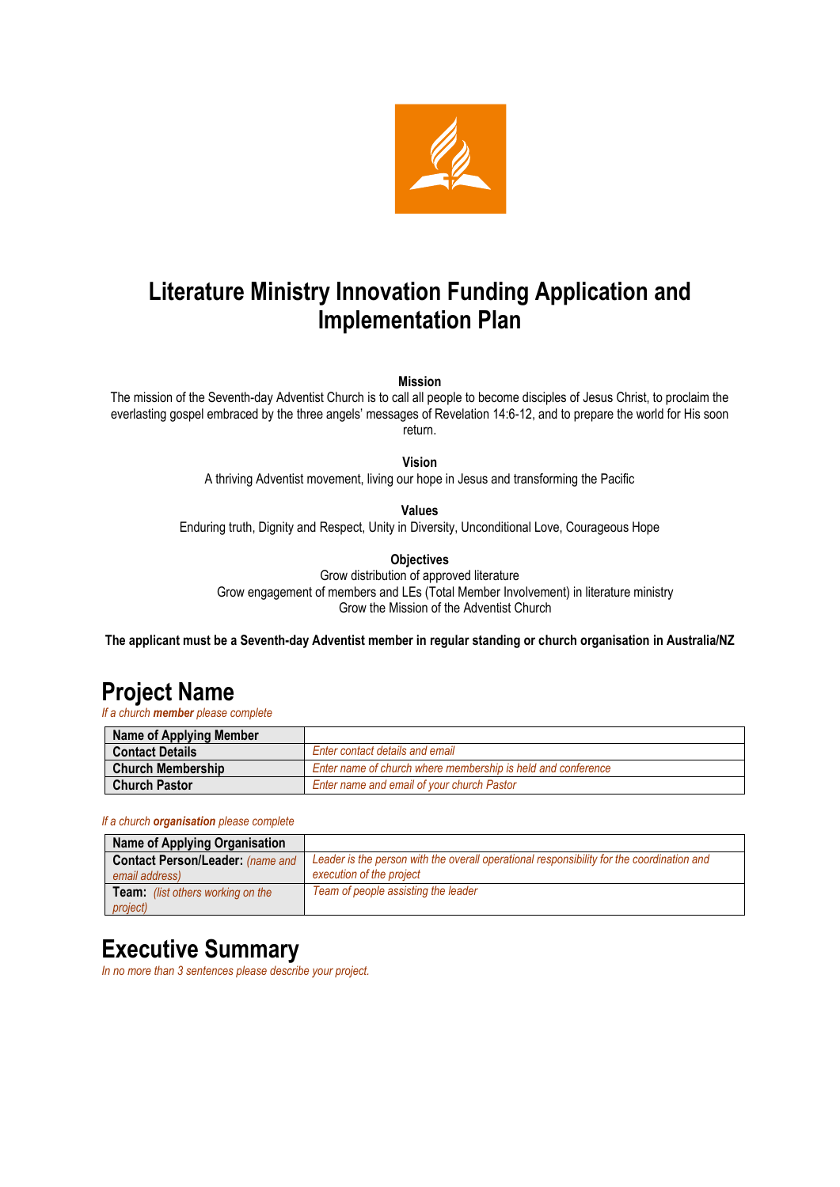# Literature Ministry Innovation Funding Application and Implementation Plan

**Mission**

The mission of the Seventh-day Adventist Church is to call all people to become disciples of Jesus Christ, to proclaim the everlasting gospel embraced by the three angels' messages of Revelation 14:6-12, and to prepare the world for His soon return.

**Vision**

A thriving Adventist movement, living our hope in Jesus and transforming the Pacific

**Values**

Enduring truth, Dignity and Respect, Unity in Diversity, Unconditional Love, Courageous Hope

**Objectives**

Grow distribution of approved literature
Grow engagement of members and LEs (Total Member Involvement) in literature ministry
Grow the Mission of the Adventist Church

**The applicant must be a Seventh-day Adventist member in regular standing or church organisation in Australia/NZ**

## Project Name

*If a church **member** please complete*

| Name of Applying Member | |
|---|---|
| **Contact Details** | *Enter contact details and email* |
| **Church Membership** | *Enter name of church where membership is held and conference* |
| **Church Pastor** | *Enter name and email of your church Pastor* |

*If a church **organisation** please complete*

| Name of Applying Organisation | |
|---|---|
| **Contact Person/Leader:** *(name and email address)* | *Leader is the person with the overall operational responsibility for the coordination and execution of the project* |
| **Team:** *(list others working on the project)* | *Team of people assisting the leader* |

## Executive Summary

*In no more than 3 sentences please describe your project.*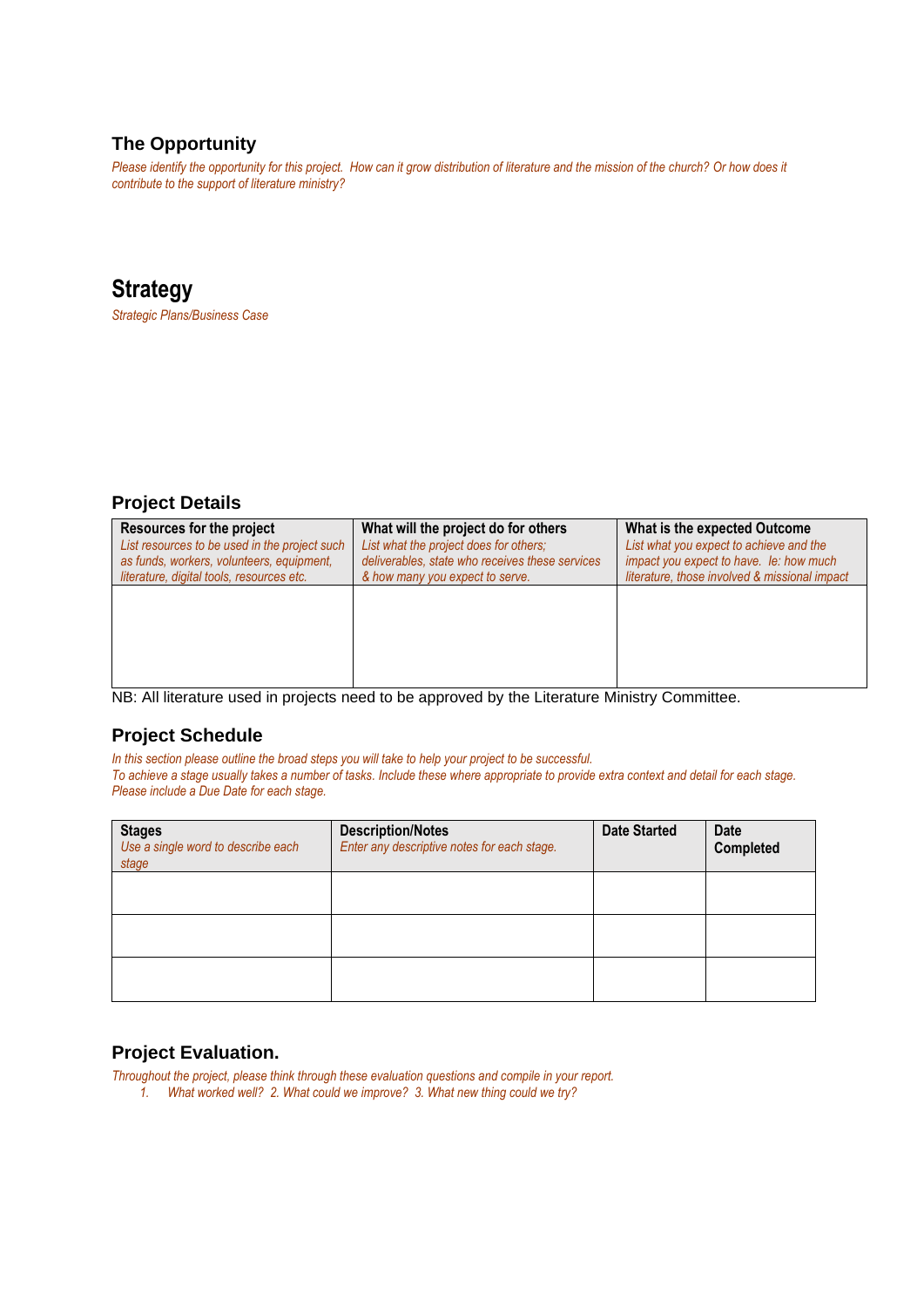## The Opportunity

*Please identify the opportunity for this project. How can it grow distribution of literature and the mission of the church? Or how does it contribute to the support of literature ministry?*

# Strategy

*Strategic Plans/Business Case*

## Project Details

| **Resources for the project** *List resources to be used in the project such as funds, workers, volunteers, equipment, literature, digital tools, resources etc.* | **What will the project do for others** *List what the project does for others; deliverables, state who receives these services & how many you expect to serve.* | **What is the expected Outcome** *List what you expect to achieve and the impact you expect to have. Ie: how much literature, those involved & missional impact* |
|---|---|---|
| | | |

NB: All literature used in projects need to be approved by the Literature Ministry Committee.

## Project Schedule

*In this section please outline the broad steps you will take to help your project to be successful.*
*To achieve a stage usually takes a number of tasks. Include these where appropriate to provide extra context and detail for each stage.*
*Please include a Due Date for each stage.*

| **Stages** *Use a single word to describe each stage* | **Description/Notes** *Enter any descriptive notes for each stage.* | **Date Started** | **Date Completed** |
|---|---|---|---|
| | | | |
| | | | |
| | | | |

## Project Evaluation.

*Throughout the project, please think through these evaluation questions and compile in your report.*

1. *What worked well? 2. What could we improve? 3. What new thing could we try?*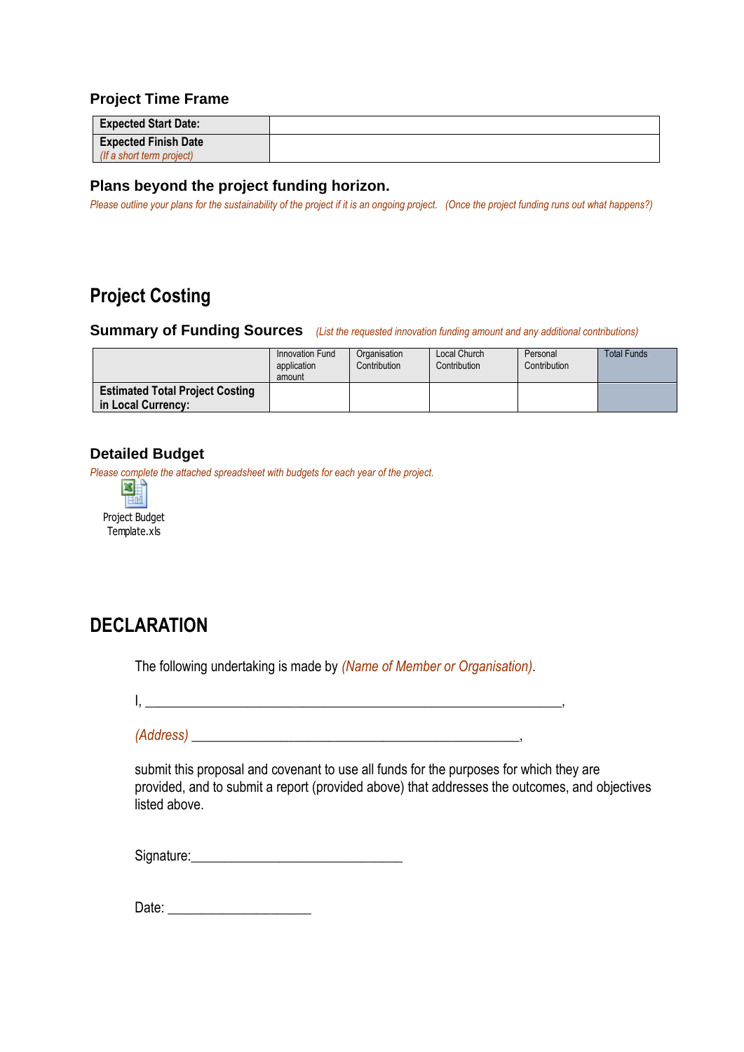### Project Time Frame

| | |
|---|---|
| **Expected Start Date:** | |
| **Expected Finish Date** *(If a short term project)* | |

### Plans beyond the project funding horizon.

*Please outline your plans for the sustainability of the project if it is an ongoing project. (Once the project funding runs out what happens?)*

## Project Costing

### Summary of Funding Sources

*(List the requested innovation funding amount and any additional contributions)*

| | Innovation Fund application amount | Organisation Contribution | Local Church Contribution | Personal Contribution | Total Funds |
|---|---|---|---|---|---|
| **Estimated Total Project Costing in Local Currency:** | | | | | |

### Detailed Budget

*Please complete the attached spreadsheet with budgets for each year of the project.*

Project Budget Template.xls

## DECLARATION

The following undertaking is made by *(Name of Member or Organisation)*.

I, ____________________________________________________________,

*(Address)* ________________________________________________,

submit this proposal and covenant to use all funds for the purposes for which they are provided, and to submit a report (provided above) that addresses the outcomes, and objectives listed above.

Signature:______________________________

Date: ____________________